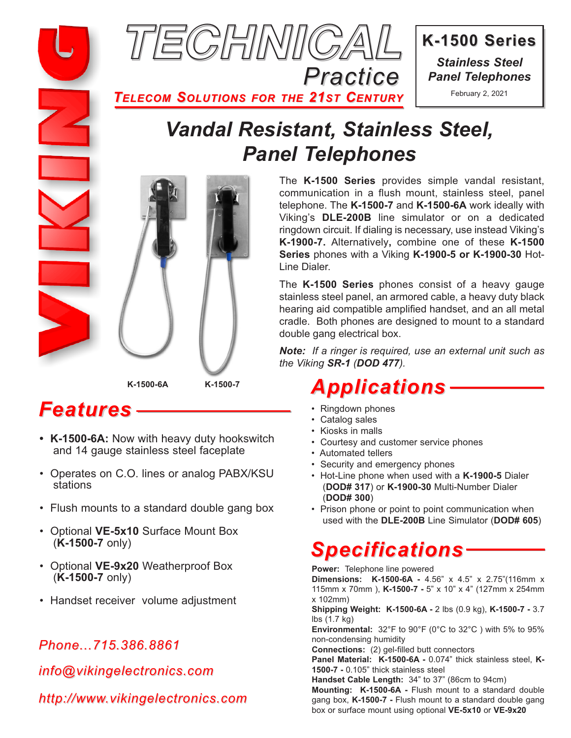# TECHNICAL Practice

**TELECOM SOLUTIONS FOR THE 21ST CENTURY**

**K-1500 Series**

***Stainless Steel Panel Telephones***

February 2, 2021

# *Vandal Resistant, Stainless Steel, Panel Telephones*

K-1500-6A K-1500-7

The **K-1500 Series** provides simple vandal resistant, communication in a flush mount, stainless steel, panel telephone. The **K-1500-7** and **K-1500-6A** work ideally with Viking's **DLE-200B** line simulator or on a dedicated ringdown circuit. If dialing is necessary, use instead Viking's **K-1900-7.** Alternatively**,** combine one of these **K-1500 Series** phones with a Viking **K-1900-5 or K-1900-30** Hot-Line Dialer.

The **K-1500 Series** phones consist of a heavy gauge stainless steel panel, an armored cable, a heavy duty black hearing aid compatible amplified handset, and an all metal cradle. Both phones are designed to mount to a standard double gang electrical box.

***Note:*** *If a ringer is required, use an external unit such as the Viking **SR-1** (**DOD 477**).*

## *Features*

- **K-1500-6A:** Now with heavy duty hookswitch and 14 gauge stainless steel faceplate
- Operates on C.O. lines or analog PABX/KSU stations
- Flush mounts to a standard double gang box
- Optional **VE-5x10** Surface Mount Box (**K-1500-7** only)
- Optional **VE-9x20** Weatherproof Box (**K-1500-7** only)
- Handset receiver volume adjustment

*Phone...715.386.8861*

*info@vikingelectronics.com*

*http://www.vikingelectronics.com*

## *Applications*

- Ringdown phones
- Catalog sales
- Kiosks in malls
- Courtesy and customer service phones
- Automated tellers
- Security and emergency phones
- Hot-Line phone when used with a **K-1900-5** Dialer (**DOD# 317**) or **K-1900-30** Multi-Number Dialer (**DOD# 300**)
- Prison phone or point to point communication when used with the **DLE-200B** Line Simulator (**DOD# 605**)

## *Specifications*

**Power:** Telephone line powered

**Dimensions: K-1500-6A -** 4.56" x 4.5" x 2.75"(116mm x 115mm x 70mm ), **K-1500-7 -** 5" x 10" x 4" (127mm x 254mm x 102mm)

**Shipping Weight: K-1500-6A -** 2 lbs (0.9 kg), **K-1500-7 -** 3.7 lbs (1.7 kg)

**Environmental:** 32°F to 90°F (0°C to 32°C ) with 5% to 95% non-condensing humidity

**Connections:** (2) gel-filled butt connectors

**Panel Material: K-1500-6A -** 0.074" thick stainless steel, **K-1500-7 -** 0.105" thick stainless steel

**Handset Cable Length:** 34" to 37" (86cm to 94cm)

**Mounting: K-1500-6A -** Flush mount to a standard double gang box, **K-1500-7 -** Flush mount to a standard double gang box or surface mount using optional **VE-5x10** or **VE-9x20**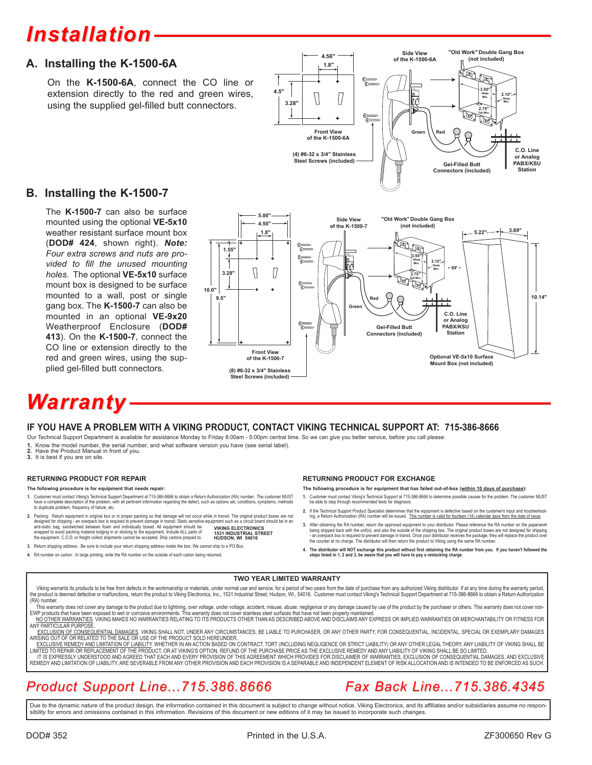# Installation

## A. Installing the K-1500-6A

On the **K-1500-6A**, connect the CO line or extension directly to the red and green wires, using the supplied gel-filled butt connectors.

4.56"
1.8"
4.5"
3.28"
Front View of the K-1500-6A
(4) #6-32 x 3/4" Stainless Steel Screws (included)
Side View of the K-1500-6A
"Old Work" Double Gang Box (not included)
3.50" Wide Min.
2.10" Deep Min.
2.75" Tall Min.
Green
Red
Gel-Filled Butt Connectors (included)
C.O. Line or Analog PABX/KSU Station

## B. Installing the K-1500-7

The **K-1500-7** can also be surface mounted using the optional **VE-5x10** weather resistant surface mount box (**DOD# 424**, shown right). ***Note:*** *Four extra screws and nuts are provided to fill the unused mounting holes.* The optional **VE-5x10** surface mount box is designed to be surface mounted to a wall, post or single gang box. The **K-1500-7** can also be mounted in an optional **VE-9x20** Weatherproof Enclosure (**DOD# 413**). On the **K-1500-7**, connect the CO line or extension directly to the red and green wires, using the supplied gel-filled butt connectors.

5.00"
4.50"
1.8"
1.55"
3.28"
10.0"
9.5"
Front View of the K-1500-7
(8) #6-32 x 3/4" Stainless Steel Screws (included)
Side View of the K-1500-7
"Old Work" Double Gang Box (not included)
3.50" Wide Min.
2.10" Deep Min.
2.75" Tall Min.
- or -
Red
Green
Gel-Filled Butt Connectors (included)
C.O. Line or Analog PABX/KSU Station
5.22"
3.69"
10.14"
Optional VE-5x10 Surface Mount Box (not included)

# Warranty

### IF YOU HAVE A PROBLEM WITH A VIKING PRODUCT, CONTACT VIKING TECHNICAL SUPPORT AT: 715-386-8666

Our Technical Support Department is available for assistance Monday to Friday 8:00am - 5:00pm central time. So we can give you better service, before you call please:

1. Know the model number, the serial number, and what software version you have (see serial label).
2. Have the Product Manual in front of you.
3. It is best if you are on site.

### RETURNING PRODUCT FOR REPAIR

**The following procedure is for equipment that needs repair:**

1. Customer must contact Viking's Technical Support Department at 715-386-8666 to obtain a Return Authorization (RA) number. The customer MUST have a complete description of the problem, with all pertinent information regarding the defect, such as options set, conditions, symptoms, methods to duplicate problem, frequency of failure, etc.
2. Packing: Return equipment in original box or in proper packing so that damage will not occur while in transit. The original product boxes are not designed for shipping - an overpack box is required to prevent damage in transit. Static sensitive equipment such as a circuit board should be in an anti-static bag, sandwiched between foam and individually boxed. All equipment should be wrapped to avoid packing material lodging in or sticking to the equipment. Include ALL parts of the equipment. C.O.D. or freight collect shipments cannot be accepted. Ship cartons prepaid to: **VIKING ELECTRONICS 1531 INDUSTRIAL STREET HUDSON, WI 54016**
3. Return shipping address: Be sure to include your return shipping address inside the box. We cannot ship to a PO Box.
4. RA number on carton: In large printing, write the RA number on the outside of each carton being returned.

### RETURNING PRODUCT FOR EXCHANGE

**The following procedure is for equipment that has failed out-of-box (<u>within 10 days of purchase</u>):**

1. Customer must contact Viking's Technical Support at 715-386-8666 to determine possible causes for the problem. The customer MUST be able to step through recommended tests for diagnosis.
2. If the Technical Support Product Specialist determines that the equipment is defective based on the customer's input and troubleshooting, a Return Authorization (RA) number will be issued. <u>This number is valid for fourteen (14) calendar days from the date of issue.</u>
3. After obtaining the RA number, return the approved equipment to your distributor. Please reference the RA number on the paperwork being shipped back with the unit(s), and also the outside of the shipping box. The original product boxes are not designed for shipping - an overpack box is required to prevent damage in transit. Once your distributor receives the package, they will replace the product over the counter at no charge. The distributor will then return the product to Viking using the same RA number.
4. **The distributor will NOT exchange this product without first obtaining the RA number from you. If you haven't followed the steps listed in 1, 2 and 3, be aware that you will have to pay a restocking charge.**

### TWO YEAR LIMITED WARRANTY

Viking warrants its products to be free from defects in the workmanship or materials, under normal use and service, for a period of two years from the date of purchase from any authorized Viking distributor. If at any time during the warranty period, the product is deemed defective or malfunctions, return the product to Viking Electronics, Inc., 1531 Industrial Street, Hudson, WI., 54016. Customer must contact Viking's Technical Support Department at 715-386-8666 to obtain a Return Authorization (RA) number.

This warranty does not cover any damage to the product due to lightning, over voltage, under voltage, accident, misuse, abuse, negligence or any damage caused by use of the product by the purchaser or others. This warranty does not cover non-EWP products that have been exposed to wet or corrosive environments. This warranty does not cover stainless steel surfaces that have not been properly maintained.

<u>NO OTHER WARRANTIES</u>. VIKING MAKES NO WARRANTIES RELATING TO ITS PRODUCTS OTHER THAN AS DESCRIBED ABOVE AND DISCLAIMS ANY EXPRESS OR IMPLIED WARRANTIES OR MERCHANTABILITY OR FITNESS FOR ANY PARTICULAR PURPOSE.

<u>EXCLUSION OF CONSEQUENTIAL DAMAGES</u>. VIKING SHALL NOT, UNDER ANY CIRCUMSTANCES, BE LIABLE TO PURCHASER, OR ANY OTHER PARTY, FOR CONSEQUENTIAL, INCIDENTAL, SPECIAL OR EXEMPLARY DAMAGES ARISING OUT OF OR RELATED TO THE SALE OR USE OF THE PRODUCT SOLD HEREUNDER.

<u>EXCLUSIVE REMEDY AND LIMITATION OF LIABILITY</u>. WHETHER IN AN ACTION BASED ON CONTRACT, TORT (INCLUDING NEGLIGENCE OR STRICT LIABILITY) OR ANY OTHER LEGAL THEORY, ANY LIABILITY OF VIKING SHALL BE LIMITED TO REPAIR OR REPLACEMENT OF THE PRODUCT, OR AT VIKING'S OPTION, REFUND OF THE PURCHASE PRICE AS THE EXCLUSIVE REMEDY AND ANY LIABILITY OF VIKING SHALL BE SO LIMITED.

IT IS EXPRESSLY UNDERSTOOD AND AGREED THAT EACH AND EVERY PROVISION OF THIS AGREEMENT WHICH PROVIDES FOR DISCLAIMER OF WARRANTIES, EXCLUSION OF CONSEQUENTIAL DAMAGES, AND EXCLUSIVE REMEDY AND LIMITATION OF LIABILITY, ARE SEVERABLE FROM ANY OTHER PROVISION AND EACH PROVISION IS A SEPARABLE AND INDEPENDENT ELEMENT OF RISK ALLOCATION AND IS INTENDED TO BE ENFORCED AS SUCH.

## *Product Support Line...715.386.8666*

## *Fax Back Line...715.386.4345*

Due to the dynamic nature of the product design, the information contained in this document is subject to change without notice. Viking Electronics, and its affiliates and/or subsidiaries assume no responsibility for errors and omissions contained in this information. Revisions of this document or new editions of it may be issued to incorporate such changes.

DOD# 352 Printed in the U.S.A. ZF300650 Rev G